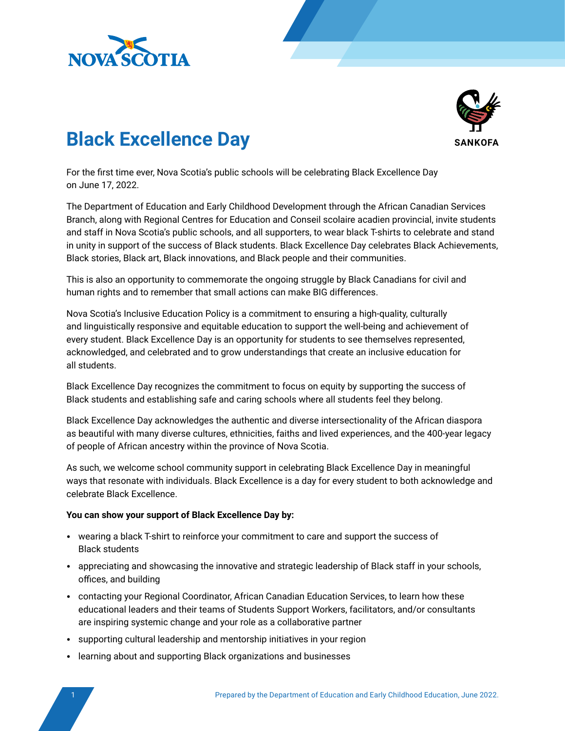# Black Excellence Day

For the first time ever, Nova Scotia's public schools will be celebrating Black Excellence Day on June 17, 2022.

The Department of Education and Early Childhood Development through the African Canadian Services Branch, along with Regional Centres for Education and Conseil scolaire acadien provincial, invite students and staff in Nova Scotia's public schools, and all supporters, to wear black T-shirts to celebrate and stand in unity in support of the success of Black students. Black Excellence Day celebrates Black Achievements, Black stories, Black art, Black innovations, and Black people and their communities.

This is also an opportunity to commemorate the ongoing struggle by Black Canadians for civil and human rights and to remember that small actions can make BIG differences.

Nova Scotia's Inclusive Education Policy is a commitment to ensuring a high-quality, culturally and linguistically responsive and equitable education to support the well-being and achievement of every student. Black Excellence Day is an opportunity for students to see themselves represented, acknowledged, and celebrated and to grow understandings that create an inclusive education for all students.

Black Excellence Day recognizes the commitment to focus on equity by supporting the success of Black students and establishing safe and caring schools where all students feel they belong.

Black Excellence Day acknowledges the authentic and diverse intersectionality of the African diaspora as beautiful with many diverse cultures, ethnicities, faiths and lived experiences, and the 400-year legacy of people of African ancestry within the province of Nova Scotia.

As such, we welcome school community support in celebrating Black Excellence Day in meaningful ways that resonate with individuals. Black Excellence is a day for every student to both acknowledge and celebrate Black Excellence.

**You can show your support of Black Excellence Day by:**

- wearing a black T-shirt to reinforce your commitment to care and support the success of Black students
- appreciating and showcasing the innovative and strategic leadership of Black staff in your schools, offices, and building
- contacting your Regional Coordinator, African Canadian Education Services, to learn how these educational leaders and their teams of Students Support Workers, facilitators, and/or consultants are inspiring systemic change and your role as a collaborative partner
- supporting cultural leadership and mentorship initiatives in your region
- learning about and supporting Black organizations and businesses

Prepared by the Department of Education and Early Childhood Education, June 2022.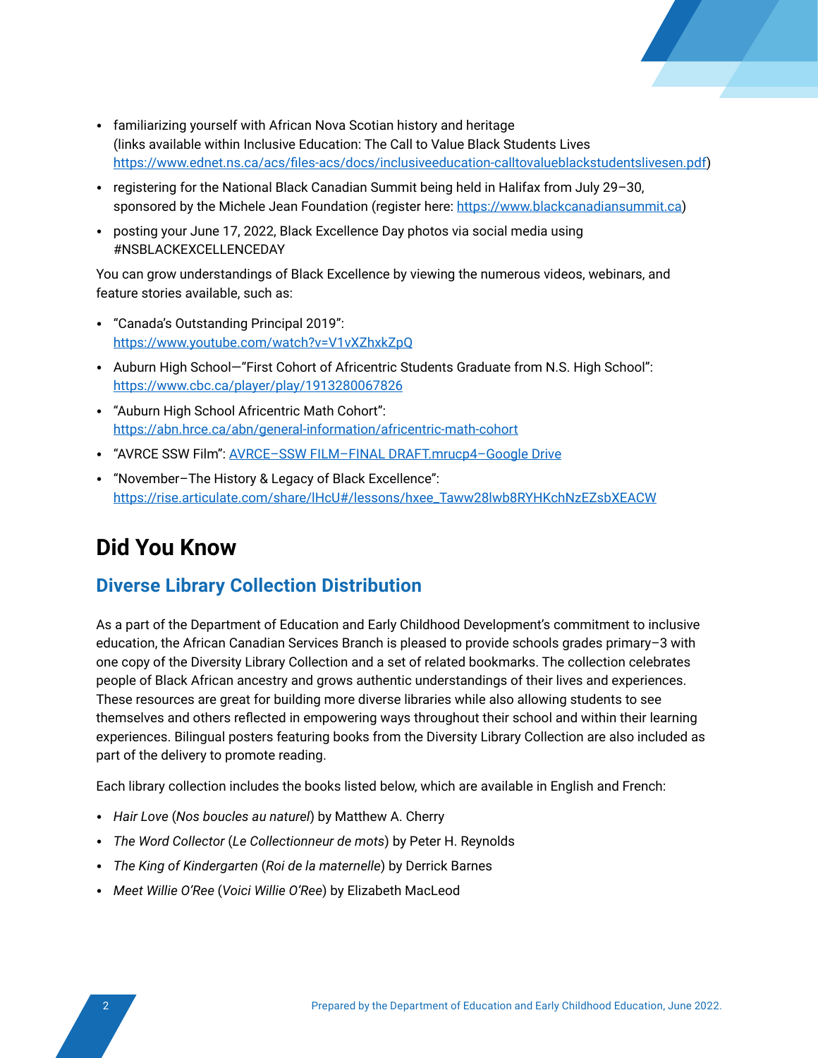- familiarizing yourself with African Nova Scotian history and heritage (links available within Inclusive Education: The Call to Value Black Students Lives https://www.ednet.ns.ca/acs/files-acs/docs/inclusiveeducation-calltovalueblackstudentslivesen.pdf)
- registering for the National Black Canadian Summit being held in Halifax from July 29–30, sponsored by the Michele Jean Foundation (register here: https://www.blackcanadiansummit.ca)
- posting your June 17, 2022, Black Excellence Day photos via social media using #NSBLACKEXCELLENCEDAY

You can grow understandings of Black Excellence by viewing the numerous videos, webinars, and feature stories available, such as:

- "Canada's Outstanding Principal 2019": https://www.youtube.com/watch?v=V1vXZhxkZpQ
- Auburn High School—"First Cohort of Africentric Students Graduate from N.S. High School": https://www.cbc.ca/player/play/1913280067826
- "Auburn High School Africentric Math Cohort": https://abn.hrce.ca/abn/general-information/africentric-math-cohort
- "AVRCE SSW Film": AVRCE–SSW FILM–FINAL DRAFT.mrucp4–Google Drive
- "November–The History & Legacy of Black Excellence": https://rise.articulate.com/share/lHcU#/lessons/hxee_Taww28lwb8RYHKchNzEZsbXEACW

## Did You Know

### Diverse Library Collection Distribution

As a part of the Department of Education and Early Childhood Development's commitment to inclusive education, the African Canadian Services Branch is pleased to provide schools grades primary–3 with one copy of the Diversity Library Collection and a set of related bookmarks. The collection celebrates people of Black African ancestry and grows authentic understandings of their lives and experiences. These resources are great for building more diverse libraries while also allowing students to see themselves and others reflected in empowering ways throughout their school and within their learning experiences. Bilingual posters featuring books from the Diversity Library Collection are also included as part of the delivery to promote reading.

Each library collection includes the books listed below, which are available in English and French:

- *Hair Love* (*Nos boucles au naturel*) by Matthew A. Cherry
- *The Word Collector* (*Le Collectionneur de mots*) by Peter H. Reynolds
- *The King of Kindergarten* (*Roi de la maternelle*) by Derrick Barnes
- *Meet Willie O'Ree* (*Voici Willie O'Ree*) by Elizabeth MacLeod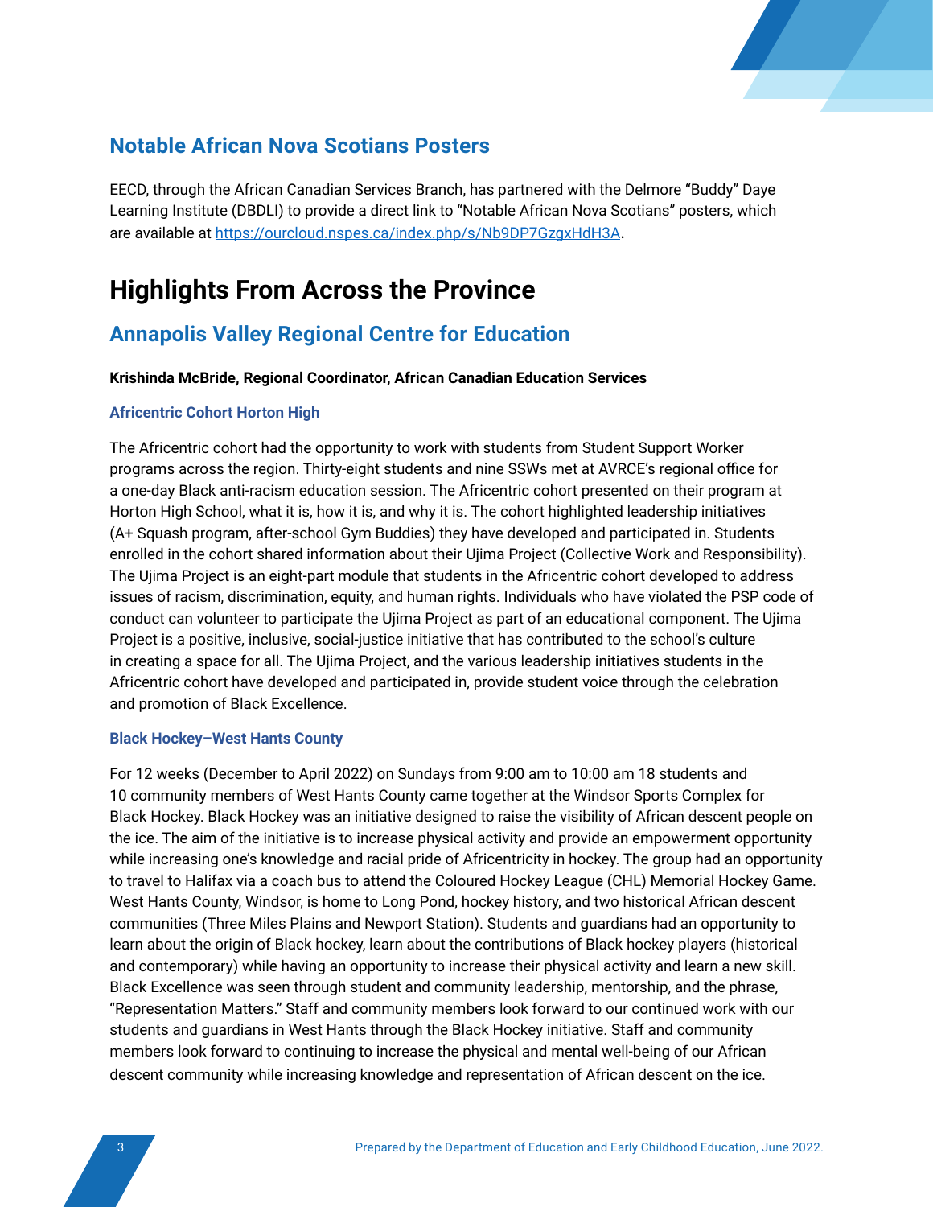## Notable African Nova Scotians Posters

EECD, through the African Canadian Services Branch, has partnered with the Delmore “Buddy” Daye Learning Institute (DBDLI) to provide a direct link to “Notable African Nova Scotians” posters, which are available at [https://ourcloud.nspes.ca/index.php/s/Nb9DP7GzgxHdH3A](https://ourcloud.nspes.ca/index.php/s/Nb9DP7GzgxHdH3A).

# Highlights From Across the Province

## Annapolis Valley Regional Centre for Education

**Krishinda McBride, Regional Coordinator, African Canadian Education Services**

### Africentric Cohort Horton High

The Africentric cohort had the opportunity to work with students from Student Support Worker programs across the region. Thirty-eight students and nine SSWs met at AVRCE’s regional office for a one-day Black anti-racism education session. The Africentric cohort presented on their program at Horton High School, what it is, how it is, and why it is. The cohort highlighted leadership initiatives (A+ Squash program, after-school Gym Buddies) they have developed and participated in. Students enrolled in the cohort shared information about their Ujima Project (Collective Work and Responsibility). The Ujima Project is an eight-part module that students in the Africentric cohort developed to address issues of racism, discrimination, equity, and human rights. Individuals who have violated the PSP code of conduct can volunteer to participate the Ujima Project as part of an educational component. The Ujima Project is a positive, inclusive, social-justice initiative that has contributed to the school’s culture in creating a space for all. The Ujima Project, and the various leadership initiatives students in the Africentric cohort have developed and participated in, provide student voice through the celebration and promotion of Black Excellence.

### Black Hockey–West Hants County

For 12 weeks (December to April 2022) on Sundays from 9:00 am to 10:00 am 18 students and 10 community members of West Hants County came together at the Windsor Sports Complex for Black Hockey. Black Hockey was an initiative designed to raise the visibility of African descent people on the ice. The aim of the initiative is to increase physical activity and provide an empowerment opportunity while increasing one’s knowledge and racial pride of Africentricity in hockey. The group had an opportunity to travel to Halifax via a coach bus to attend the Coloured Hockey League (CHL) Memorial Hockey Game. West Hants County, Windsor, is home to Long Pond, hockey history, and two historical African descent communities (Three Miles Plains and Newport Station). Students and guardians had an opportunity to learn about the origin of Black hockey, learn about the contributions of Black hockey players (historical and contemporary) while having an opportunity to increase their physical activity and learn a new skill. Black Excellence was seen through student and community leadership, mentorship, and the phrase, “Representation Matters.” Staff and community members look forward to our continued work with our students and guardians in West Hants through the Black Hockey initiative. Staff and community members look forward to continuing to increase the physical and mental well-being of our African descent community while increasing knowledge and representation of African descent on the ice.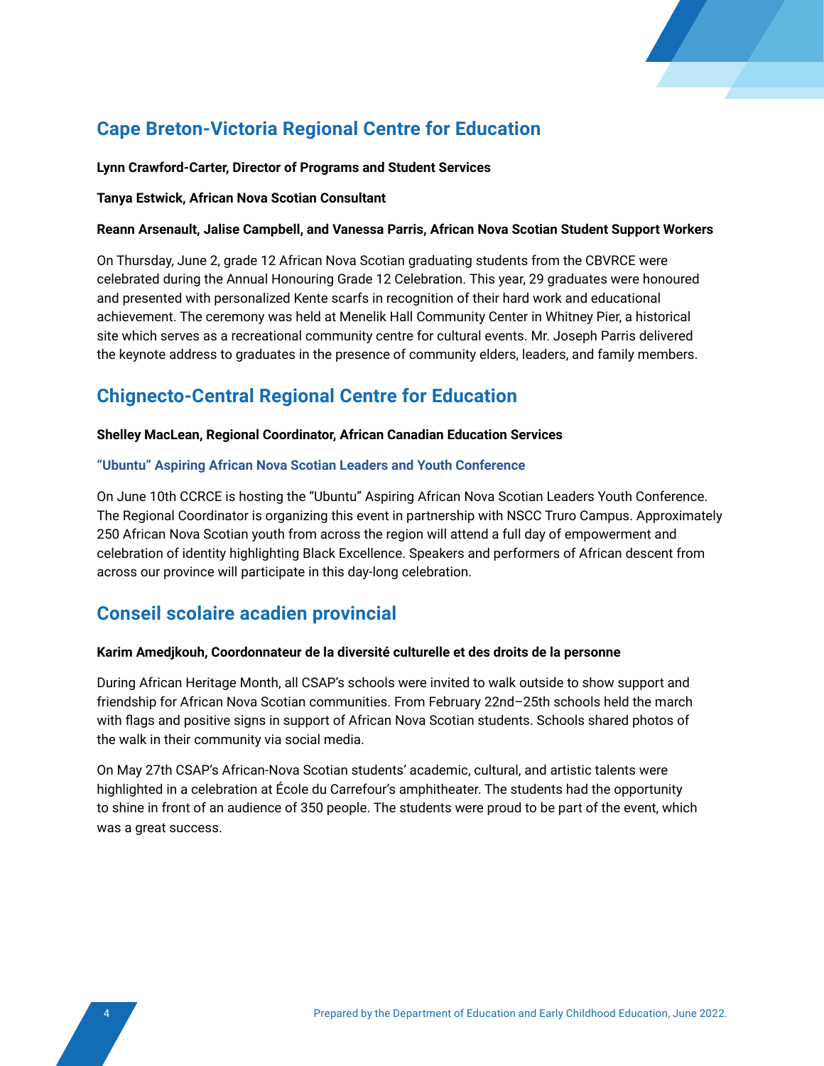## Cape Breton-Victoria Regional Centre for Education

**Lynn Crawford-Carter, Director of Programs and Student Services**

**Tanya Estwick, African Nova Scotian Consultant**

**Reann Arsenault, Jalise Campbell, and Vanessa Parris, African Nova Scotian Student Support Workers**

On Thursday, June 2, grade 12 African Nova Scotian graduating students from the CBVRCE were celebrated during the Annual Honouring Grade 12 Celebration. This year, 29 graduates were honoured and presented with personalized Kente scarfs in recognition of their hard work and educational achievement. The ceremony was held at Menelik Hall Community Center in Whitney Pier, a historical site which serves as a recreational community centre for cultural events. Mr. Joseph Parris delivered the keynote address to graduates in the presence of community elders, leaders, and family members.

## Chignecto-Central Regional Centre for Education

**Shelley MacLean, Regional Coordinator, African Canadian Education Services**

### "Ubuntu" Aspiring African Nova Scotian Leaders and Youth Conference

On June 10th CCRCE is hosting the "Ubuntu" Aspiring African Nova Scotian Leaders Youth Conference. The Regional Coordinator is organizing this event in partnership with NSCC Truro Campus. Approximately 250 African Nova Scotian youth from across the region will attend a full day of empowerment and celebration of identity highlighting Black Excellence. Speakers and performers of African descent from across our province will participate in this day-long celebration.

## Conseil scolaire acadien provincial

**Karim Amedjkouh, Coordonnateur de la diversité culturelle et des droits de la personne**

During African Heritage Month, all CSAP's schools were invited to walk outside to show support and friendship for African Nova Scotian communities. From February 22nd–25th schools held the march with flags and positive signs in support of African Nova Scotian students. Schools shared photos of the walk in their community via social media.

On May 27th CSAP's African-Nova Scotian students' academic, cultural, and artistic talents were highlighted in a celebration at École du Carrefour's amphitheater. The students had the opportunity to shine in front of an audience of 350 people. The students were proud to be part of the event, which was a great success.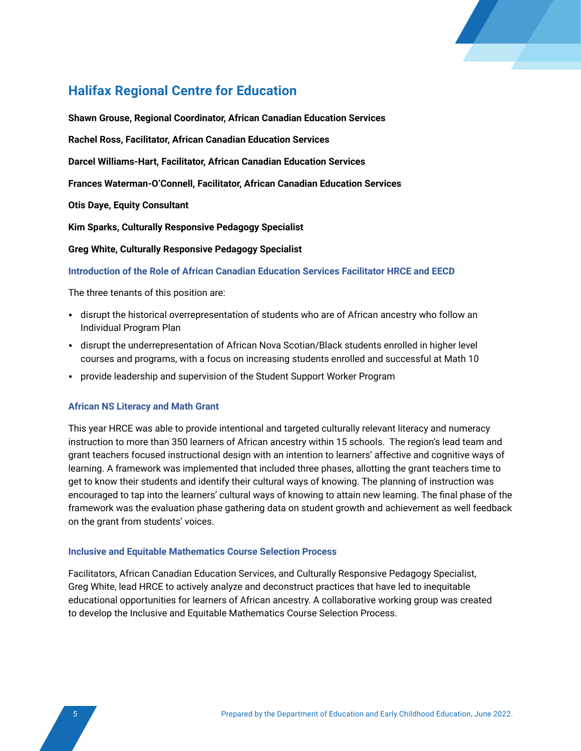## Halifax Regional Centre for Education

**Shawn Grouse, Regional Coordinator, African Canadian Education Services**

**Rachel Ross, Facilitator, African Canadian Education Services**

**Darcel Williams-Hart, Facilitator, African Canadian Education Services**

**Frances Waterman-O'Connell, Facilitator, African Canadian Education Services**

**Otis Daye, Equity Consultant**

**Kim Sparks, Culturally Responsive Pedagogy Specialist**

**Greg White, Culturally Responsive Pedagogy Specialist**

### Introduction of the Role of African Canadian Education Services Facilitator HRCE and EECD

The three tenants of this position are:

- disrupt the historical overrepresentation of students who are of African ancestry who follow an Individual Program Plan
- disrupt the underrepresentation of African Nova Scotian/Black students enrolled in higher level courses and programs, with a focus on increasing students enrolled and successful at Math 10
- provide leadership and supervision of the Student Support Worker Program

### African NS Literacy and Math Grant

This year HRCE was able to provide intentional and targeted culturally relevant literacy and numeracy instruction to more than 350 learners of African ancestry within 15 schools. The region's lead team and grant teachers focused instructional design with an intention to learners' affective and cognitive ways of learning. A framework was implemented that included three phases, allotting the grant teachers time to get to know their students and identify their cultural ways of knowing. The planning of instruction was encouraged to tap into the learners' cultural ways of knowing to attain new learning. The final phase of the framework was the evaluation phase gathering data on student growth and achievement as well feedback on the grant from students' voices.

### Inclusive and Equitable Mathematics Course Selection Process

Facilitators, African Canadian Education Services, and Culturally Responsive Pedagogy Specialist, Greg White, lead HRCE to actively analyze and deconstruct practices that have led to inequitable educational opportunities for learners of African ancestry. A collaborative working group was created to develop the Inclusive and Equitable Mathematics Course Selection Process.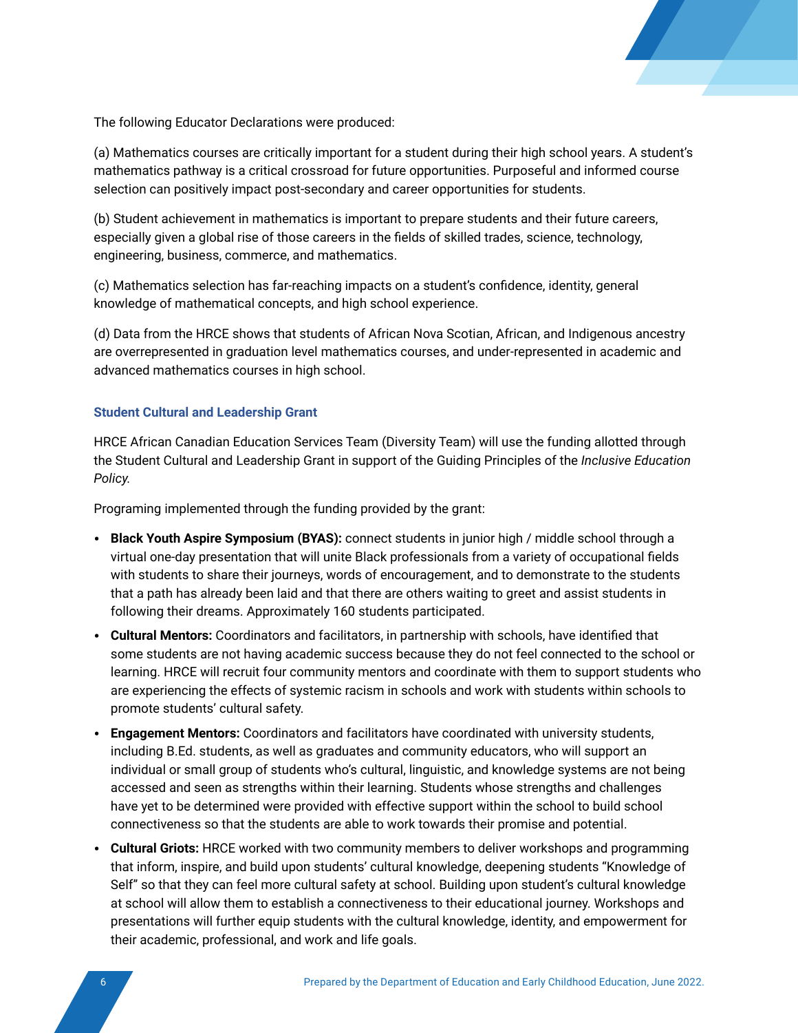The following Educator Declarations were produced:

(a) Mathematics courses are critically important for a student during their high school years. A student's mathematics pathway is a critical crossroad for future opportunities. Purposeful and informed course selection can positively impact post-secondary and career opportunities for students.

(b) Student achievement in mathematics is important to prepare students and their future careers, especially given a global rise of those careers in the fields of skilled trades, science, technology, engineering, business, commerce, and mathematics.

(c) Mathematics selection has far-reaching impacts on a student's confidence, identity, general knowledge of mathematical concepts, and high school experience.

(d) Data from the HRCE shows that students of African Nova Scotian, African, and Indigenous ancestry are overrepresented in graduation level mathematics courses, and under-represented in academic and advanced mathematics courses in high school.

### Student Cultural and Leadership Grant

HRCE African Canadian Education Services Team (Diversity Team) will use the funding allotted through the Student Cultural and Leadership Grant in support of the Guiding Principles of the *Inclusive Education Policy.*

Programing implemented through the funding provided by the grant:

- **Black Youth Aspire Symposium (BYAS):** connect students in junior high / middle school through a virtual one-day presentation that will unite Black professionals from a variety of occupational fields with students to share their journeys, words of encouragement, and to demonstrate to the students that a path has already been laid and that there are others waiting to greet and assist students in following their dreams. Approximately 160 students participated.
- **Cultural Mentors:** Coordinators and facilitators, in partnership with schools, have identified that some students are not having academic success because they do not feel connected to the school or learning. HRCE will recruit four community mentors and coordinate with them to support students who are experiencing the effects of systemic racism in schools and work with students within schools to promote students' cultural safety.
- **Engagement Mentors:** Coordinators and facilitators have coordinated with university students, including B.Ed. students, as well as graduates and community educators, who will support an individual or small group of students who's cultural, linguistic, and knowledge systems are not being accessed and seen as strengths within their learning. Students whose strengths and challenges have yet to be determined were provided with effective support within the school to build school connectiveness so that the students are able to work towards their promise and potential.
- **Cultural Griots:** HRCE worked with two community members to deliver workshops and programming that inform, inspire, and build upon students' cultural knowledge, deepening students "Knowledge of Self" so that they can feel more cultural safety at school. Building upon student's cultural knowledge at school will allow them to establish a connectiveness to their educational journey. Workshops and presentations will further equip students with the cultural knowledge, identity, and empowerment for their academic, professional, and work and life goals.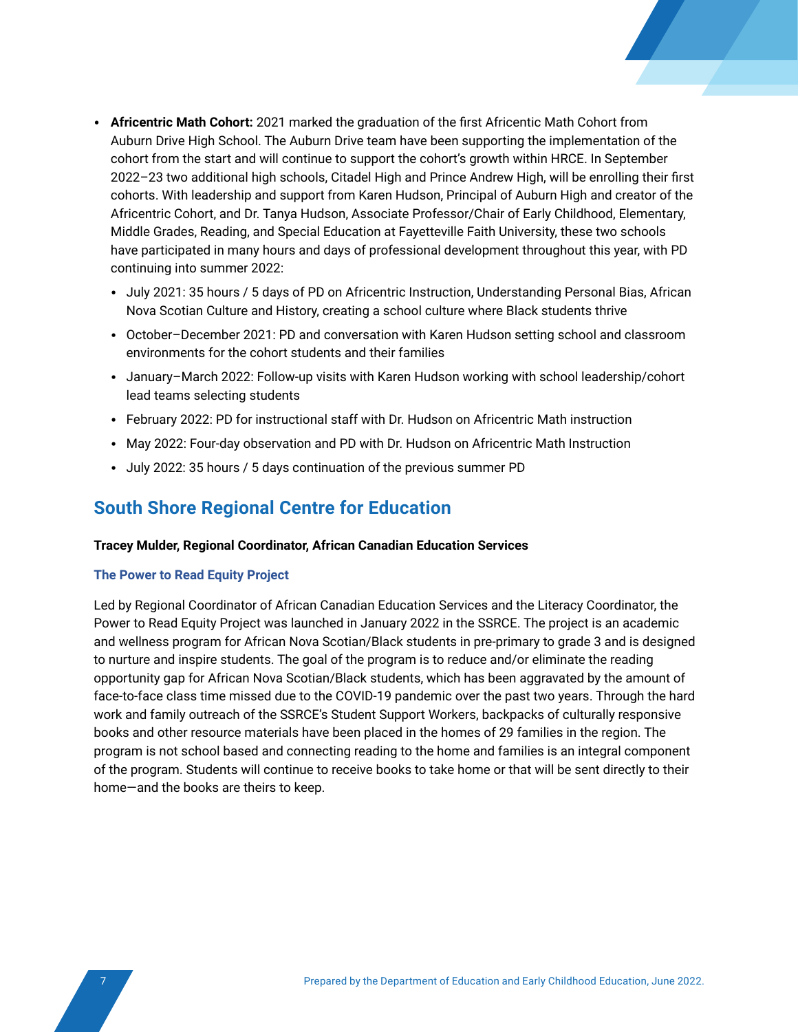- **Africentric Math Cohort:** 2021 marked the graduation of the first Africentic Math Cohort from Auburn Drive High School. The Auburn Drive team have been supporting the implementation of the cohort from the start and will continue to support the cohort's growth within HRCE. In September 2022–23 two additional high schools, Citadel High and Prince Andrew High, will be enrolling their first cohorts. With leadership and support from Karen Hudson, Principal of Auburn High and creator of the Africentric Cohort, and Dr. Tanya Hudson, Associate Professor/Chair of Early Childhood, Elementary, Middle Grades, Reading, and Special Education at Fayetteville Faith University, these two schools have participated in many hours and days of professional development throughout this year, with PD continuing into summer 2022:
  - July 2021: 35 hours / 5 days of PD on Africentric Instruction, Understanding Personal Bias, African Nova Scotian Culture and History, creating a school culture where Black students thrive
  - October–December 2021: PD and conversation with Karen Hudson setting school and classroom environments for the cohort students and their families
  - January–March 2022: Follow-up visits with Karen Hudson working with school leadership/cohort lead teams selecting students
  - February 2022: PD for instructional staff with Dr. Hudson on Africentric Math instruction
  - May 2022: Four-day observation and PD with Dr. Hudson on Africentric Math Instruction
  - July 2022: 35 hours / 5 days continuation of the previous summer PD

## South Shore Regional Centre for Education

**Tracey Mulder, Regional Coordinator, African Canadian Education Services**

### The Power to Read Equity Project

Led by Regional Coordinator of African Canadian Education Services and the Literacy Coordinator, the Power to Read Equity Project was launched in January 2022 in the SSRCE. The project is an academic and wellness program for African Nova Scotian/Black students in pre-primary to grade 3 and is designed to nurture and inspire students. The goal of the program is to reduce and/or eliminate the reading opportunity gap for African Nova Scotian/Black students, which has been aggravated by the amount of face-to-face class time missed due to the COVID-19 pandemic over the past two years. Through the hard work and family outreach of the SSRCE's Student Support Workers, backpacks of culturally responsive books and other resource materials have been placed in the homes of 29 families in the region. The program is not school based and connecting reading to the home and families is an integral component of the program. Students will continue to receive books to take home or that will be sent directly to their home—and the books are theirs to keep.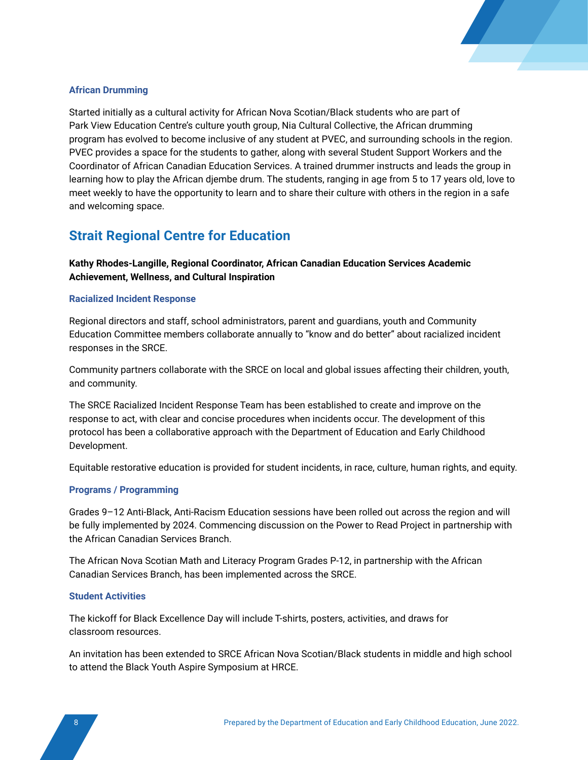### African Drumming

Started initially as a cultural activity for African Nova Scotian/Black students who are part of Park View Education Centre's culture youth group, Nia Cultural Collective, the African drumming program has evolved to become inclusive of any student at PVEC, and surrounding schools in the region. PVEC provides a space for the students to gather, along with several Student Support Workers and the Coordinator of African Canadian Education Services. A trained drummer instructs and leads the group in learning how to play the African djembe drum. The students, ranging in age from 5 to 17 years old, love to meet weekly to have the opportunity to learn and to share their culture with others in the region in a safe and welcoming space.

## Strait Regional Centre for Education

**Kathy Rhodes-Langille, Regional Coordinator, African Canadian Education Services Academic Achievement, Wellness, and Cultural Inspiration**

### Racialized Incident Response

Regional directors and staff, school administrators, parent and guardians, youth and Community Education Committee members collaborate annually to "know and do better" about racialized incident responses in the SRCE.

Community partners collaborate with the SRCE on local and global issues affecting their children, youth, and community.

The SRCE Racialized Incident Response Team has been established to create and improve on the response to act, with clear and concise procedures when incidents occur. The development of this protocol has been a collaborative approach with the Department of Education and Early Childhood Development.

Equitable restorative education is provided for student incidents, in race, culture, human rights, and equity.

### Programs / Programming

Grades 9–12 Anti-Black, Anti-Racism Education sessions have been rolled out across the region and will be fully implemented by 2024. Commencing discussion on the Power to Read Project in partnership with the African Canadian Services Branch.

The African Nova Scotian Math and Literacy Program Grades P-12, in partnership with the African Canadian Services Branch, has been implemented across the SRCE.

### Student Activities

The kickoff for Black Excellence Day will include T-shirts, posters, activities, and draws for classroom resources.

An invitation has been extended to SRCE African Nova Scotian/Black students in middle and high school to attend the Black Youth Aspire Symposium at HRCE.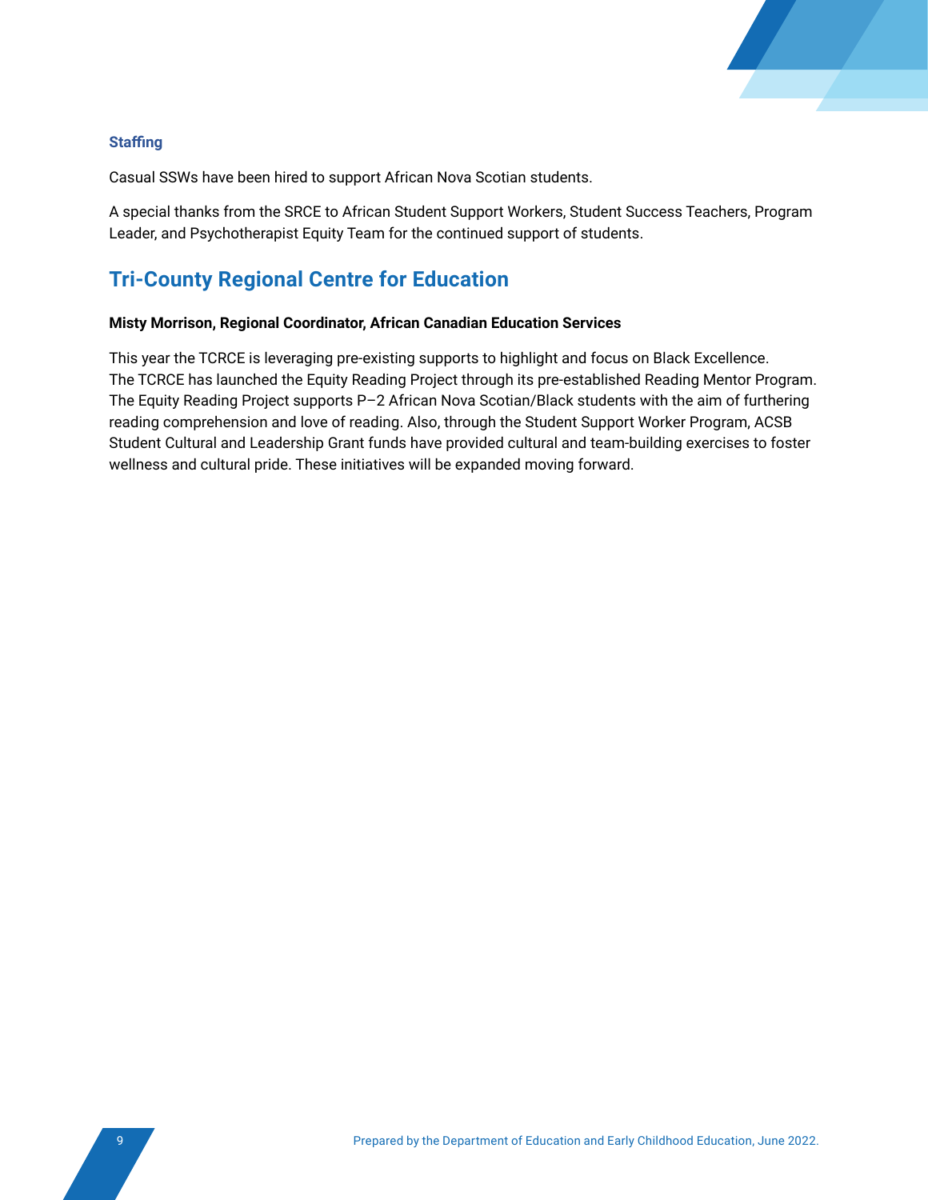### Staffing

Casual SSWs have been hired to support African Nova Scotian students.

A special thanks from the SRCE to African Student Support Workers, Student Success Teachers, Program Leader, and Psychotherapist Equity Team for the continued support of students.

## Tri-County Regional Centre for Education

**Misty Morrison, Regional Coordinator, African Canadian Education Services**

This year the TCRCE is leveraging pre-existing supports to highlight and focus on Black Excellence. The TCRCE has launched the Equity Reading Project through its pre-established Reading Mentor Program. The Equity Reading Project supports P–2 African Nova Scotian/Black students with the aim of furthering reading comprehension and love of reading. Also, through the Student Support Worker Program, ACSB Student Cultural and Leadership Grant funds have provided cultural and team-building exercises to foster wellness and cultural pride. These initiatives will be expanded moving forward.